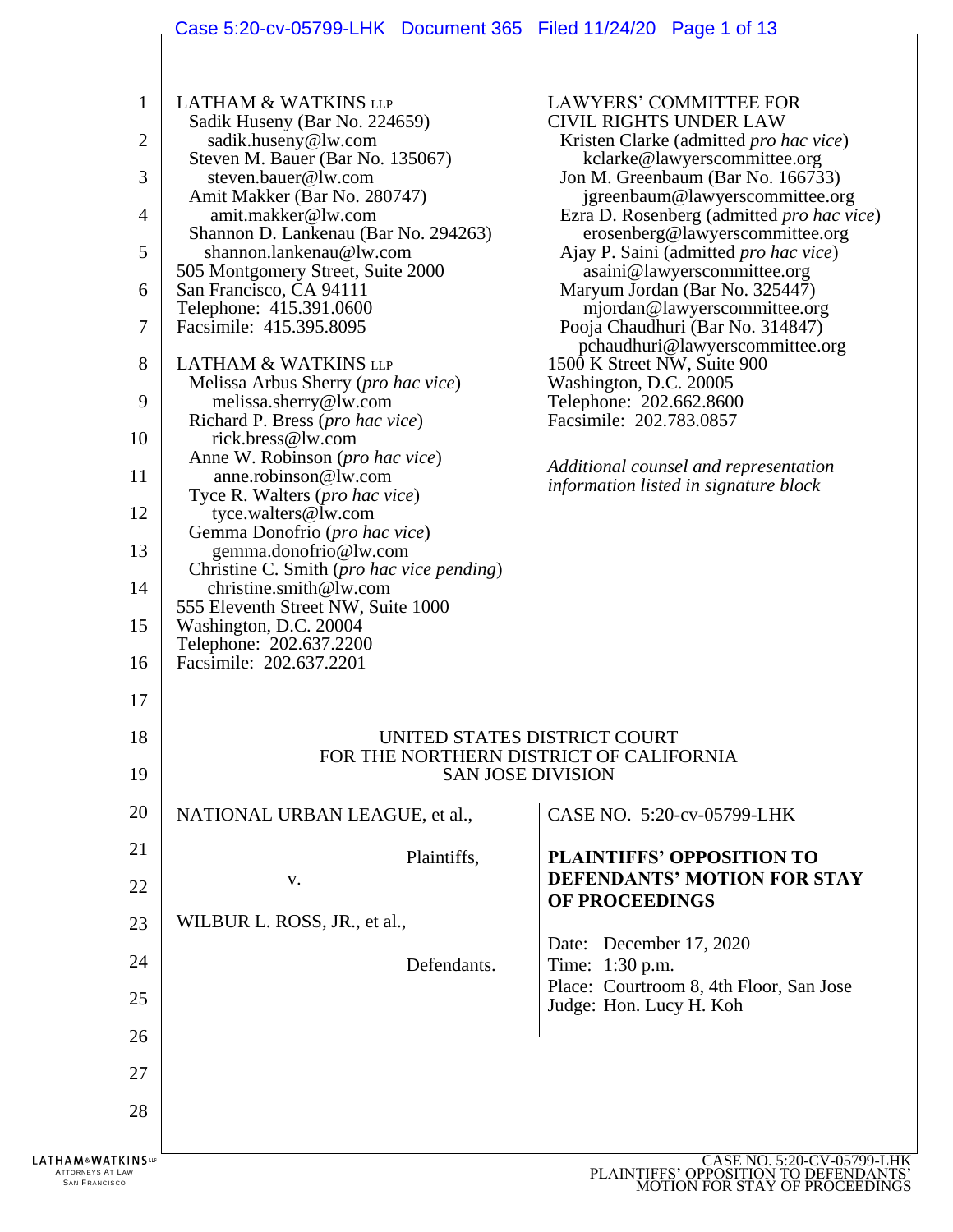LATHAM & WATKINS LLP
Sadik Huseny (Bar No. 224659)
sadik.huseny@lw.com
Steven M. Bauer (Bar No. 135067)
steven.bauer@lw.com
Amit Makker (Bar No. 280747)
amit.makker@lw.com
Shannon D. Lankenau (Bar No. 294263)
shannon.lankenau@lw.com
505 Montgomery Street, Suite 2000
San Francisco, CA 94111
Telephone: 415.391.0600
Facsimile: 415.395.8095

LATHAM & WATKINS LLP
Melissa Arbus Sherry (*pro hac vice*)
melissa.sherry@lw.com
Richard P. Bress (*pro hac vice*)
rick.bress@lw.com
Anne W. Robinson (*pro hac vice*)
anne.robinson@lw.com
Tyce R. Walters (*pro hac vice*)
tyce.walters@lw.com
Gemma Donofrio (*pro hac vice*)
gemma.donofrio@lw.com
Christine C. Smith (*pro hac vice pending*)
christine.smith@lw.com
555 Eleventh Street NW, Suite 1000
Washington, D.C. 20004
Telephone: 202.637.2200
Facsimile: 202.637.2201

LAWYERS' COMMITTEE FOR CIVIL RIGHTS UNDER LAW
Kristen Clarke (admitted *pro hac vice*)
kclarke@lawyerscommittee.org
Jon M. Greenbaum (Bar No. 166733)
jgreenbaum@lawyerscommittee.org
Ezra D. Rosenberg (admitted *pro hac vice*)
erosenberg@lawyerscommittee.org
Ajay P. Saini (admitted *pro hac vice*)
asaini@lawyerscommittee.org
Maryum Jordan (Bar No. 325447)
mjordan@lawyerscommittee.org
Pooja Chaudhuri (Bar No. 314847)
pchaudhuri@lawyerscommittee.org
1500 K Street NW, Suite 900
Washington, D.C. 20005
Telephone: 202.662.8600
Facsimile: 202.783.0857

*Additional counsel and representation information listed in signature block*

UNITED STATES DISTRICT COURT
FOR THE NORTHERN DISTRICT OF CALIFORNIA
SAN JOSE DIVISION

NATIONAL URBAN LEAGUE, et al.,

Plaintiffs,

v.

WILBUR L. ROSS, JR., et al.,

Defendants.

CASE NO. 5:20-cv-05799-LHK

**PLAINTIFFS' OPPOSITION TO DEFENDANTS' MOTION FOR STAY OF PROCEEDINGS**

Date: December 17, 2020
Time: 1:30 p.m.
Place: Courtroom 8, 4th Floor, San Jose
Judge: Hon. Lucy H. Koh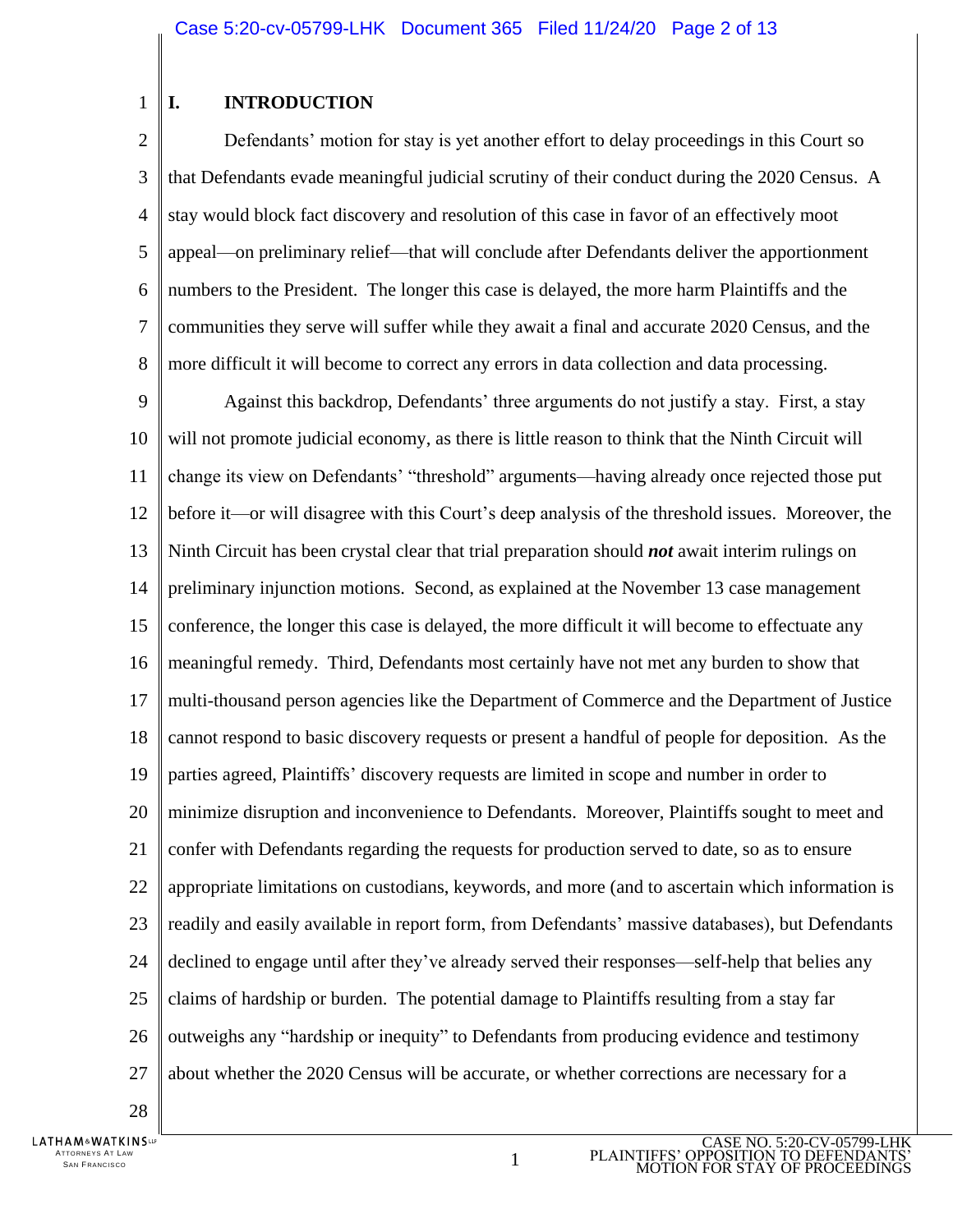## I. INTRODUCTION

Defendants' motion for stay is yet another effort to delay proceedings in this Court so that Defendants evade meaningful judicial scrutiny of their conduct during the 2020 Census. A stay would block fact discovery and resolution of this case in favor of an effectively moot appeal—on preliminary relief—that will conclude after Defendants deliver the apportionment numbers to the President. The longer this case is delayed, the more harm Plaintiffs and the communities they serve will suffer while they await a final and accurate 2020 Census, and the more difficult it will become to correct any errors in data collection and data processing.

Against this backdrop, Defendants' three arguments do not justify a stay. First, a stay will not promote judicial economy, as there is little reason to think that the Ninth Circuit will change its view on Defendants' "threshold" arguments—having already once rejected those put before it—or will disagree with this Court's deep analysis of the threshold issues. Moreover, the Ninth Circuit has been crystal clear that trial preparation should ***not*** await interim rulings on preliminary injunction motions. Second, as explained at the November 13 case management conference, the longer this case is delayed, the more difficult it will become to effectuate any meaningful remedy. Third, Defendants most certainly have not met any burden to show that multi-thousand person agencies like the Department of Commerce and the Department of Justice cannot respond to basic discovery requests or present a handful of people for deposition. As the parties agreed, Plaintiffs' discovery requests are limited in scope and number in order to minimize disruption and inconvenience to Defendants. Moreover, Plaintiffs sought to meet and confer with Defendants regarding the requests for production served to date, so as to ensure appropriate limitations on custodians, keywords, and more (and to ascertain which information is readily and easily available in report form, from Defendants' massive databases), but Defendants declined to engage until after they've already served their responses—self-help that belies any claims of hardship or burden. The potential damage to Plaintiffs resulting from a stay far outweighs any "hardship or inequity" to Defendants from producing evidence and testimony about whether the 2020 Census will be accurate, or whether corrections are necessary for a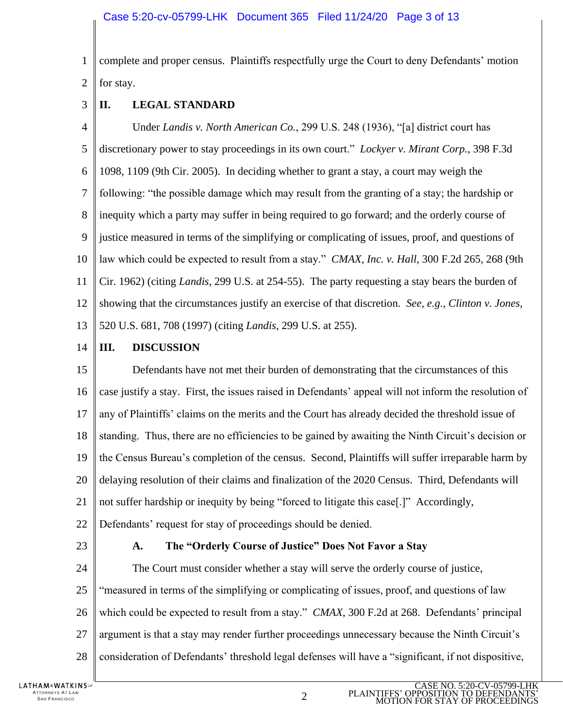complete and proper census. Plaintiffs respectfully urge the Court to deny Defendants' motion for stay.

## II. LEGAL STANDARD

Under *Landis v. North American Co.*, 299 U.S. 248 (1936), "[a] district court has discretionary power to stay proceedings in its own court." *Lockyer v. Mirant Corp.*, 398 F.3d 1098, 1109 (9th Cir. 2005). In deciding whether to grant a stay, a court may weigh the following: "the possible damage which may result from the granting of a stay; the hardship or inequity which a party may suffer in being required to go forward; and the orderly course of justice measured in terms of the simplifying or complicating of issues, proof, and questions of law which could be expected to result from a stay." *CMAX, Inc. v. Hall*, 300 F.2d 265, 268 (9th Cir. 1962) (citing *Landis*, 299 U.S. at 254-55). The party requesting a stay bears the burden of showing that the circumstances justify an exercise of that discretion. *See, e.g.*, *Clinton v. Jones*, 520 U.S. 681, 708 (1997) (citing *Landis*, 299 U.S. at 255).

## III. DISCUSSION

Defendants have not met their burden of demonstrating that the circumstances of this case justify a stay. First, the issues raised in Defendants' appeal will not inform the resolution of any of Plaintiffs' claims on the merits and the Court has already decided the threshold issue of standing. Thus, there are no efficiencies to be gained by awaiting the Ninth Circuit's decision or the Census Bureau's completion of the census. Second, Plaintiffs will suffer irreparable harm by delaying resolution of their claims and finalization of the 2020 Census. Third, Defendants will not suffer hardship or inequity by being "forced to litigate this case[.]" Accordingly, Defendants' request for stay of proceedings should be denied.

### A. The "Orderly Course of Justice" Does Not Favor a Stay

The Court must consider whether a stay will serve the orderly course of justice, "measured in terms of the simplifying or complicating of issues, proof, and questions of law which could be expected to result from a stay." *CMAX*, 300 F.2d at 268. Defendants' principal argument is that a stay may render further proceedings unnecessary because the Ninth Circuit's consideration of Defendants' threshold legal defenses will have a "significant, if not dispositive,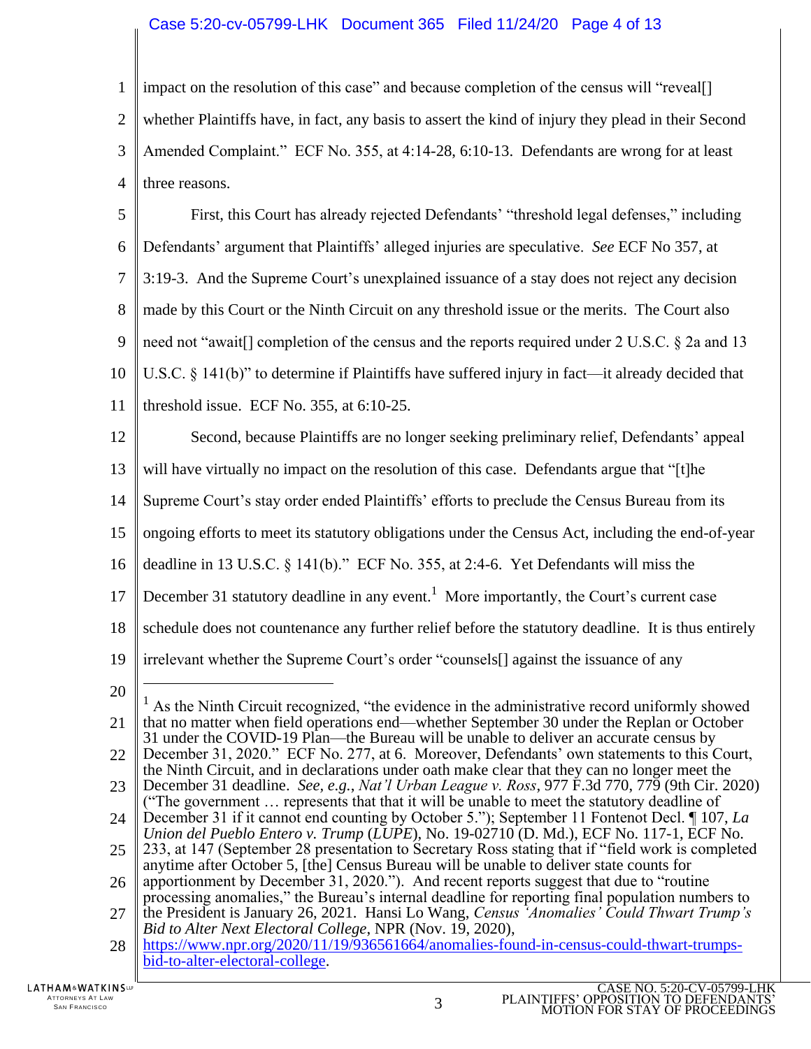impact on the resolution of this case" and because completion of the census will "reveal[] whether Plaintiffs have, in fact, any basis to assert the kind of injury they plead in their Second Amended Complaint." ECF No. 355, at 4:14-28, 6:10-13. Defendants are wrong for at least three reasons.

First, this Court has already rejected Defendants' "threshold legal defenses," including Defendants' argument that Plaintiffs' alleged injuries are speculative. *See* ECF No 357, at 3:19-3. And the Supreme Court's unexplained issuance of a stay does not reject any decision made by this Court or the Ninth Circuit on any threshold issue or the merits. The Court also need not "await[] completion of the census and the reports required under 2 U.S.C. § 2a and 13 U.S.C. § 141(b)" to determine if Plaintiffs have suffered injury in fact—it already decided that threshold issue. ECF No. 355, at 6:10-25.

Second, because Plaintiffs are no longer seeking preliminary relief, Defendants' appeal will have virtually no impact on the resolution of this case. Defendants argue that "[t]he Supreme Court's stay order ended Plaintiffs' efforts to preclude the Census Bureau from its ongoing efforts to meet its statutory obligations under the Census Act, including the end-of-year deadline in 13 U.S.C. § 141(b)." ECF No. 355, at 2:4-6. Yet Defendants will miss the December 31 statutory deadline in any event.[1] More importantly, the Court's current case schedule does not countenance any further relief before the statutory deadline. It is thus entirely irrelevant whether the Supreme Court's order "counsels[] against the issuance of any

---

[1] As the Ninth Circuit recognized, "the evidence in the administrative record uniformly showed that no matter when field operations end—whether September 30 under the Replan or October 31 under the COVID-19 Plan—the Bureau will be unable to deliver an accurate census by December 31, 2020." ECF No. 277, at 6. Moreover, Defendants' own statements to this Court, the Ninth Circuit, and in declarations under oath make clear that they can no longer meet the December 31 deadline. *See, e.g.*, *Nat'l Urban League v. Ross*, 977 F.3d 770, 779 (9th Cir. 2020) ("The government … represents that that it will be unable to meet the statutory deadline of December 31 if it cannot end counting by October 5."); September 11 Fontenot Decl. ¶ 107, *La Union del Pueblo Entero v. Trump* (*LUPE*), No. 19-02710 (D. Md.), ECF No. 117-1, ECF No. 233, at 147 (September 28 presentation to Secretary Ross stating that if "field work is completed anytime after October 5, [the] Census Bureau will be unable to deliver state counts for apportionment by December 31, 2020."). And recent reports suggest that due to "routine processing anomalies," the Bureau's internal deadline for reporting final population numbers to the President is January 26, 2021. Hansi Lo Wang, *Census 'Anomalies' Could Thwart Trump's Bid to Alter Next Electoral College*, NPR (Nov. 19, 2020), https://www.npr.org/2020/11/19/936561664/anomalies-found-in-census-could-thwart-trumps-bid-to-alter-electoral-college.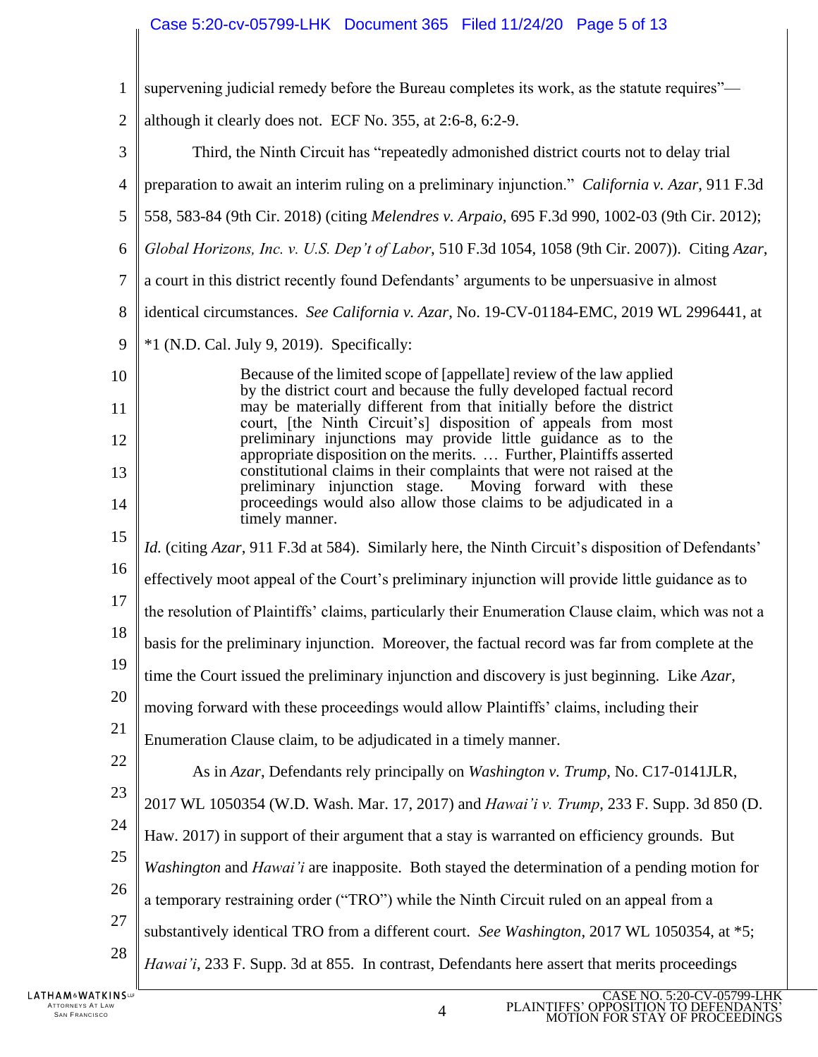supervening judicial remedy before the Bureau completes its work, as the statute requires"—although it clearly does not. ECF No. 355, at 2:6-8, 6:2-9.

Third, the Ninth Circuit has "repeatedly admonished district courts not to delay trial preparation to await an interim ruling on a preliminary injunction." *California v. Azar*, 911 F.3d 558, 583-84 (9th Cir. 2018) (citing *Melendres v. Arpaio*, 695 F.3d 990, 1002-03 (9th Cir. 2012); *Global Horizons, Inc. v. U.S. Dep't of Labor*, 510 F.3d 1054, 1058 (9th Cir. 2007)). Citing *Azar*, a court in this district recently found Defendants' arguments to be unpersuasive in almost identical circumstances. *See California v. Azar*, No. 19-CV-01184-EMC, 2019 WL 2996441, at *1 (N.D. Cal. July 9, 2019). Specifically:

> Because of the limited scope of [appellate] review of the law applied by the district court and because the fully developed factual record may be materially different from that initially before the district court, [the Ninth Circuit's] disposition of appeals from most preliminary injunctions may provide little guidance as to the appropriate disposition on the merits. … Further, Plaintiffs asserted constitutional claims in their complaints that were not raised at the preliminary injunction stage. Moving forward with these proceedings would also allow those claims to be adjudicated in a timely manner.

*Id.* (citing *Azar*, 911 F.3d at 584). Similarly here, the Ninth Circuit's disposition of Defendants' effectively moot appeal of the Court's preliminary injunction will provide little guidance as to the resolution of Plaintiffs' claims, particularly their Enumeration Clause claim, which was not a basis for the preliminary injunction. Moreover, the factual record was far from complete at the time the Court issued the preliminary injunction and discovery is just beginning. Like *Azar*, moving forward with these proceedings would allow Plaintiffs' claims, including their Enumeration Clause claim, to be adjudicated in a timely manner.

As in *Azar*, Defendants rely principally on *Washington v. Trump*, No. C17-0141JLR, 2017 WL 1050354 (W.D. Wash. Mar. 17, 2017) and *Hawai'i v. Trump*, 233 F. Supp. 3d 850 (D. Haw. 2017) in support of their argument that a stay is warranted on efficiency grounds. But *Washington* and *Hawai'i* are inapposite. Both stayed the determination of a pending motion for a temporary restraining order ("TRO") while the Ninth Circuit ruled on an appeal from a substantively identical TRO from a different court. *See Washington*, 2017 WL 1050354, at *5; *Hawai'i*, 233 F. Supp. 3d at 855. In contrast, Defendants here assert that merits proceedings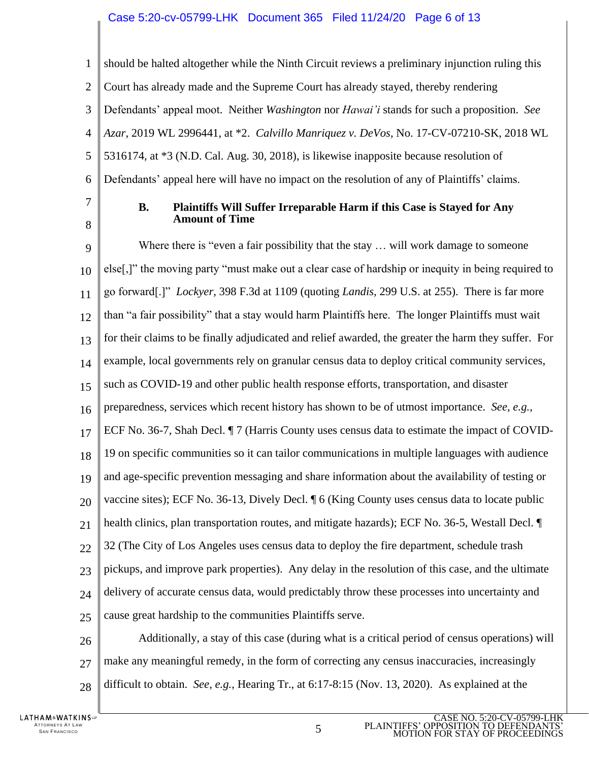should be halted altogether while the Ninth Circuit reviews a preliminary injunction ruling this Court has already made and the Supreme Court has already stayed, thereby rendering Defendants' appeal moot. Neither *Washington* nor *Hawai'i* stands for such a proposition. *See Azar*, 2019 WL 2996441, at *2. *Calvillo Manriquez v. DeVos*, No. 17-CV-07210-SK, 2018 WL 5316174, at *3 (N.D. Cal. Aug. 30, 2018), is likewise inapposite because resolution of Defendants' appeal here will have no impact on the resolution of any of Plaintiffs' claims.

### B. Plaintiffs Will Suffer Irreparable Harm if this Case is Stayed for Any Amount of Time

Where there is "even a fair possibility that the stay … will work damage to someone else[,]" the moving party "must make out a clear case of hardship or inequity in being required to go forward[.]" *Lockyer*, 398 F.3d at 1109 (quoting *Landis*, 299 U.S. at 255). There is far more than "a fair possibility" that a stay would harm Plaintiffs here. The longer Plaintiffs must wait for their claims to be finally adjudicated and relief awarded, the greater the harm they suffer. For example, local governments rely on granular census data to deploy critical community services, such as COVID-19 and other public health response efforts, transportation, and disaster preparedness, services which recent history has shown to be of utmost importance. *See, e.g.*, ECF No. 36-7, Shah Decl. ¶ 7 (Harris County uses census data to estimate the impact of COVID-19 on specific communities so it can tailor communications in multiple languages with audience and age-specific prevention messaging and share information about the availability of testing or vaccine sites); ECF No. 36-13, Dively Decl. ¶ 6 (King County uses census data to locate public health clinics, plan transportation routes, and mitigate hazards); ECF No. 36-5, Westall Decl. ¶ 32 (The City of Los Angeles uses census data to deploy the fire department, schedule trash pickups, and improve park properties). Any delay in the resolution of this case, and the ultimate delivery of accurate census data, would predictably throw these processes into uncertainty and cause great hardship to the communities Plaintiffs serve.

Additionally, a stay of this case (during what is a critical period of census operations) will make any meaningful remedy, in the form of correcting any census inaccuracies, increasingly difficult to obtain. *See, e.g.*, Hearing Tr., at 6:17-8:15 (Nov. 13, 2020). As explained at the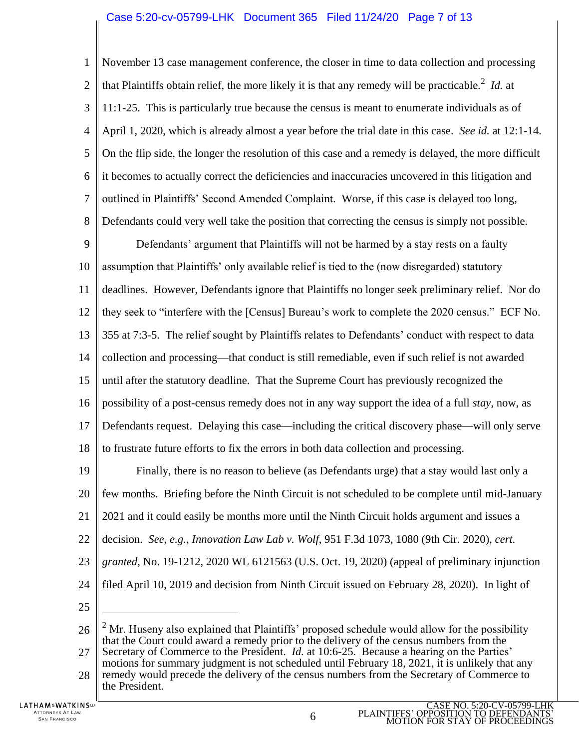November 13 case management conference, the closer in time to data collection and processing that Plaintiffs obtain relief, the more likely it is that any remedy will be practicable.[2] *Id.* at 11:1-25. This is particularly true because the census is meant to enumerate individuals as of April 1, 2020, which is already almost a year before the trial date in this case. *See id.* at 12:1-14. On the flip side, the longer the resolution of this case and a remedy is delayed, the more difficult it becomes to actually correct the deficiencies and inaccuracies uncovered in this litigation and outlined in Plaintiffs' Second Amended Complaint. Worse, if this case is delayed too long, Defendants could very well take the position that correcting the census is simply not possible.

Defendants' argument that Plaintiffs will not be harmed by a stay rests on a faulty assumption that Plaintiffs' only available relief is tied to the (now disregarded) statutory deadlines. However, Defendants ignore that Plaintiffs no longer seek preliminary relief. Nor do they seek to "interfere with the [Census] Bureau's work to complete the 2020 census." ECF No. 355 at 7:3-5. The relief sought by Plaintiffs relates to Defendants' conduct with respect to data collection and processing—that conduct is still remediable, even if such relief is not awarded until after the statutory deadline. That the Supreme Court has previously recognized the possibility of a post-census remedy does not in any way support the idea of a full *stay*, now, as Defendants request. Delaying this case—including the critical discovery phase—will only serve to frustrate future efforts to fix the errors in both data collection and processing.

Finally, there is no reason to believe (as Defendants urge) that a stay would last only a few months. Briefing before the Ninth Circuit is not scheduled to be complete until mid-January 2021 and it could easily be months more until the Ninth Circuit holds argument and issues a decision. *See, e.g.*, *Innovation Law Lab v. Wolf*, 951 F.3d 1073, 1080 (9th Cir. 2020), *cert. granted*, No. 19-1212, 2020 WL 6121563 (U.S. Oct. 19, 2020) (appeal of preliminary injunction filed April 10, 2019 and decision from Ninth Circuit issued on February 28, 2020). In light of

---

[2] Mr. Huseny also explained that Plaintiffs' proposed schedule would allow for the possibility that the Court could award a remedy prior to the delivery of the census numbers from the Secretary of Commerce to the President. *Id.* at 10:6-25. Because a hearing on the Parties' motions for summary judgment is not scheduled until February 18, 2021, it is unlikely that any remedy would precede the delivery of the census numbers from the Secretary of Commerce to the President.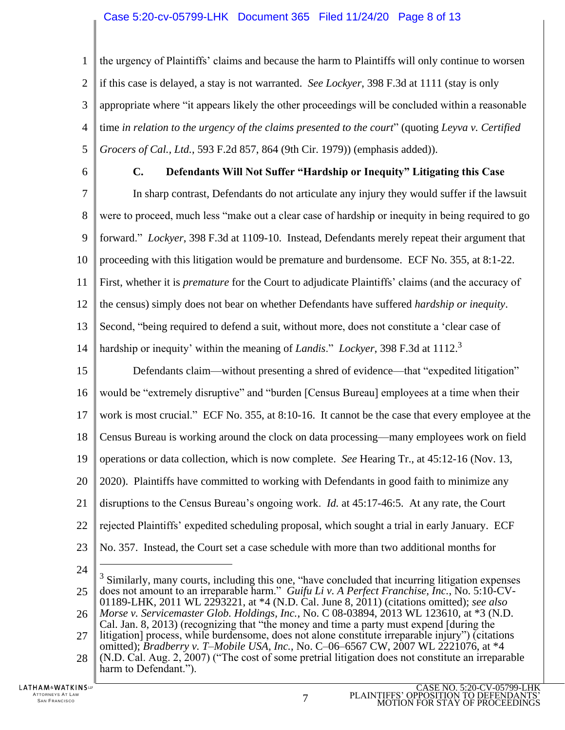the urgency of Plaintiffs' claims and because the harm to Plaintiffs will only continue to worsen if this case is delayed, a stay is not warranted. *See Lockyer*, 398 F.3d at 1111 (stay is only appropriate where "it appears likely the other proceedings will be concluded within a reasonable time *in relation to the urgency of the claims presented to the court*" (quoting *Leyva v. Certified Grocers of Cal., Ltd.*, 593 F.2d 857, 864 (9th Cir. 1979)) (emphasis added)).

### C. Defendants Will Not Suffer "Hardship or Inequity" Litigating this Case

In sharp contrast, Defendants do not articulate any injury they would suffer if the lawsuit were to proceed, much less "make out a clear case of hardship or inequity in being required to go forward." *Lockyer*, 398 F.3d at 1109-10. Instead, Defendants merely repeat their argument that proceeding with this litigation would be premature and burdensome. ECF No. 355, at 8:1-22. First, whether it is *premature* for the Court to adjudicate Plaintiffs' claims (and the accuracy of the census) simply does not bear on whether Defendants have suffered *hardship or inequity*. Second, "being required to defend a suit, without more, does not constitute a 'clear case of hardship or inequity' within the meaning of *Landis*." *Lockyer*, 398 F.3d at 1112.[3]

Defendants claim—without presenting a shred of evidence—that "expedited litigation" would be "extremely disruptive" and "burden [Census Bureau] employees at a time when their work is most crucial." ECF No. 355, at 8:10-16. It cannot be the case that every employee at the Census Bureau is working around the clock on data processing—many employees work on field operations or data collection, which is now complete. *See* Hearing Tr., at 45:12-16 (Nov. 13, 2020). Plaintiffs have committed to working with Defendants in good faith to minimize any disruptions to the Census Bureau's ongoing work. *Id.* at 45:17-46:5. At any rate, the Court rejected Plaintiffs' expedited scheduling proposal, which sought a trial in early January. ECF No. 357. Instead, the Court set a case schedule with more than two additional months for

---

[3] Similarly, many courts, including this one, "have concluded that incurring litigation expenses does not amount to an irreparable harm." *Guifu Li v. A Perfect Franchise, Inc.*, No. 5:10-CV-01189-LHK, 2011 WL 2293221, at *4 (N.D. Cal. June 8, 2011) (citations omitted); *see also Morse v. Servicemaster Glob. Holdings, Inc.*, No. C 08-03894, 2013 WL 123610, at *3 (N.D. Cal. Jan. 8, 2013) (recognizing that "the money and time a party must expend [during the litigation] process, while burdensome, does not alone constitute irreparable injury") (citations omitted); *Bradberry v. T–Mobile USA, Inc.*, No. C–06–6567 CW, 2007 WL 2221076, at *4 (N.D. Cal. Aug. 2, 2007) ("The cost of some pretrial litigation does not constitute an irreparable harm to Defendant.").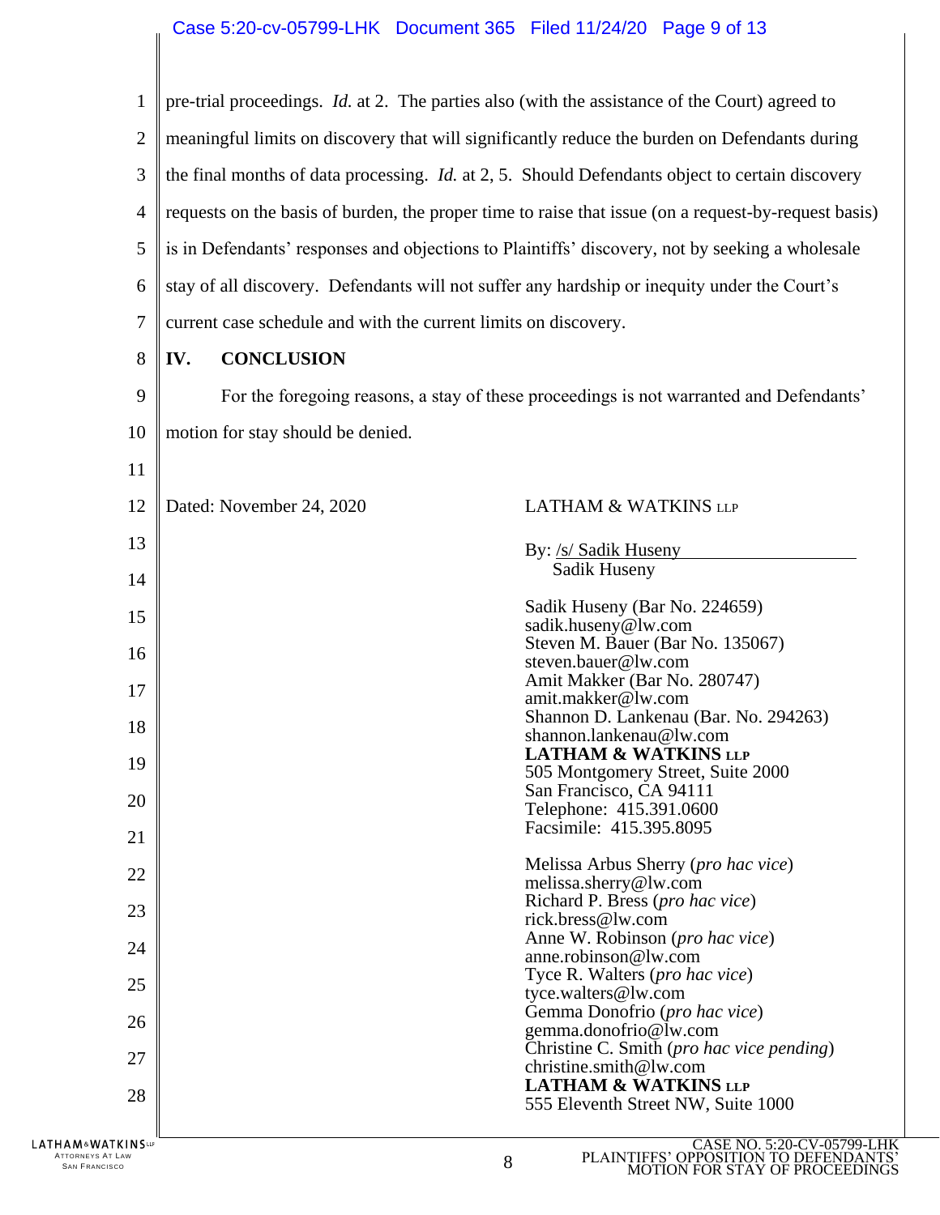pre-trial proceedings. *Id.* at 2. The parties also (with the assistance of the Court) agreed to meaningful limits on discovery that will significantly reduce the burden on Defendants during the final months of data processing. *Id.* at 2, 5. Should Defendants object to certain discovery requests on the basis of burden, the proper time to raise that issue (on a request-by-request basis) is in Defendants' responses and objections to Plaintiffs' discovery, not by seeking a wholesale stay of all discovery. Defendants will not suffer any hardship or inequity under the Court's current case schedule and with the current limits on discovery.

## IV. CONCLUSION

For the foregoing reasons, a stay of these proceedings is not warranted and Defendants' motion for stay should be denied.

Dated: November 24, 2020

LATHAM & WATKINS LLP

By: /s/ Sadik Huseny
Sadik Huseny

Sadik Huseny (Bar No. 224659)
sadik.huseny@lw.com
Steven M. Bauer (Bar No. 135067)
steven.bauer@lw.com
Amit Makker (Bar No. 280747)
amit.makker@lw.com
Shannon D. Lankenau (Bar. No. 294263)
shannon.lankenau@lw.com
**LATHAM & WATKINS LLP**
505 Montgomery Street, Suite 2000
San Francisco, CA 94111
Telephone: 415.391.0600
Facsimile: 415.395.8095

Melissa Arbus Sherry (*pro hac vice*)
melissa.sherry@lw.com
Richard P. Bress (*pro hac vice*)
rick.bress@lw.com
Anne W. Robinson (*pro hac vice*)
anne.robinson@lw.com
Tyce R. Walters (*pro hac vice*)
tyce.walters@lw.com
Gemma Donofrio (*pro hac vice*)
gemma.donofrio@lw.com
Christine C. Smith (*pro hac vice pending*)
christine.smith@lw.com
**LATHAM & WATKINS LLP**
555 Eleventh Street NW, Suite 1000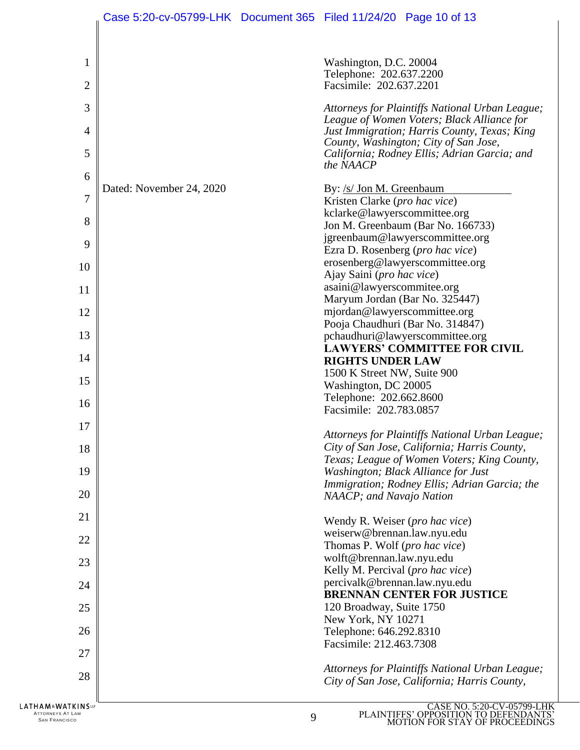Washington, D.C. 20004
Telephone: 202.637.2200
Facsimile: 202.637.2201

*Attorneys for Plaintiffs National Urban League; League of Women Voters; Black Alliance for Just Immigration; Harris County, Texas; King County, Washington; City of San Jose, California; Rodney Ellis; Adrian Garcia; and the NAACP*

Dated: November 24, 2020

By: /s/ Jon M. Greenbaum
Kristen Clarke (*pro hac vice*)
kclarke@lawyerscommittee.org
Jon M. Greenbaum (Bar No. 166733)
jgreenbaum@lawyerscommittee.org
Ezra D. Rosenberg (*pro hac vice*)
erosenberg@lawyerscommittee.org
Ajay Saini (*pro hac vice*)
asaini@lawyerscommitee.org
Maryum Jordan (Bar No. 325447)
mjordan@lawyerscommittee.org
Pooja Chaudhuri (Bar No. 314847)
pchaudhuri@lawyerscommittee.org
**LAWYERS' COMMITTEE FOR CIVIL RIGHTS UNDER LAW**
1500 K Street NW, Suite 900
Washington, DC 20005
Telephone: 202.662.8600
Facsimile: 202.783.0857

*Attorneys for Plaintiffs National Urban League; City of San Jose, California; Harris County, Texas; League of Women Voters; King County, Washington; Black Alliance for Just Immigration; Rodney Ellis; Adrian Garcia; the NAACP; and Navajo Nation*

Wendy R. Weiser (*pro hac vice*)
weiserw@brennan.law.nyu.edu
Thomas P. Wolf (*pro hac vice*)
wolft@brennan.law.nyu.edu
Kelly M. Percival (*pro hac vice*)
percivalk@brennan.law.nyu.edu
**BRENNAN CENTER FOR JUSTICE**
120 Broadway, Suite 1750
New York, NY 10271
Telephone: 646.292.8310
Facsimile: 212.463.7308

*Attorneys for Plaintiffs National Urban League; City of San Jose, California; Harris County,*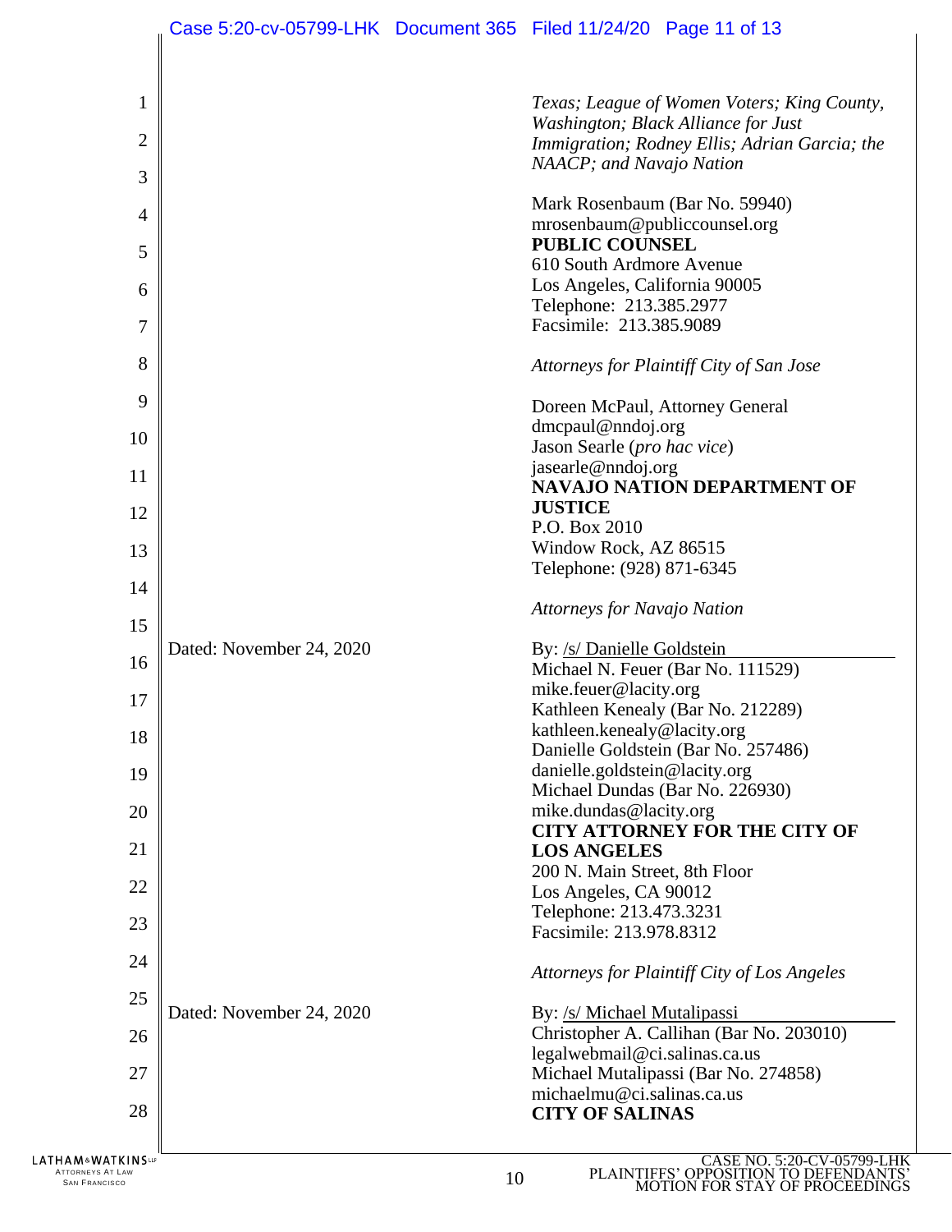*Texas; League of Women Voters; King County, Washington; Black Alliance for Just Immigration; Rodney Ellis; Adrian Garcia; the NAACP; and Navajo Nation*

Mark Rosenbaum (Bar No. 59940)
mrosenbaum@publiccounsel.org
**PUBLIC COUNSEL**
610 South Ardmore Avenue
Los Angeles, California 90005
Telephone: 213.385.2977
Facsimile: 213.385.9089

*Attorneys for Plaintiff City of San Jose*

Doreen McPaul, Attorney General
dmcpaul@nndoj.org
Jason Searle (*pro hac vice*)
jasearle@nndoj.org
**NAVAJO NATION DEPARTMENT OF JUSTICE**
P.O. Box 2010
Window Rock, AZ 86515
Telephone: (928) 871-6345

*Attorneys for Navajo Nation*

Dated: November 24, 2020

By: /s/ Danielle Goldstein
Michael N. Feuer (Bar No. 111529)
mike.feuer@lacity.org
Kathleen Kenealy (Bar No. 212289)
kathleen.kenealy@lacity.org
Danielle Goldstein (Bar No. 257486)
danielle.goldstein@lacity.org
Michael Dundas (Bar No. 226930)
mike.dundas@lacity.org
**CITY ATTORNEY FOR THE CITY OF LOS ANGELES**
200 N. Main Street, 8th Floor
Los Angeles, CA 90012
Telephone: 213.473.3231
Facsimile: 213.978.8312

*Attorneys for Plaintiff City of Los Angeles*

Dated: November 24, 2020

By: /s/ Michael Mutalipassi
Christopher A. Callihan (Bar No. 203010)
legalwebmail@ci.salinas.ca.us
Michael Mutalipassi (Bar No. 274858)
michaelmu@ci.salinas.ca.us
**CITY OF SALINAS**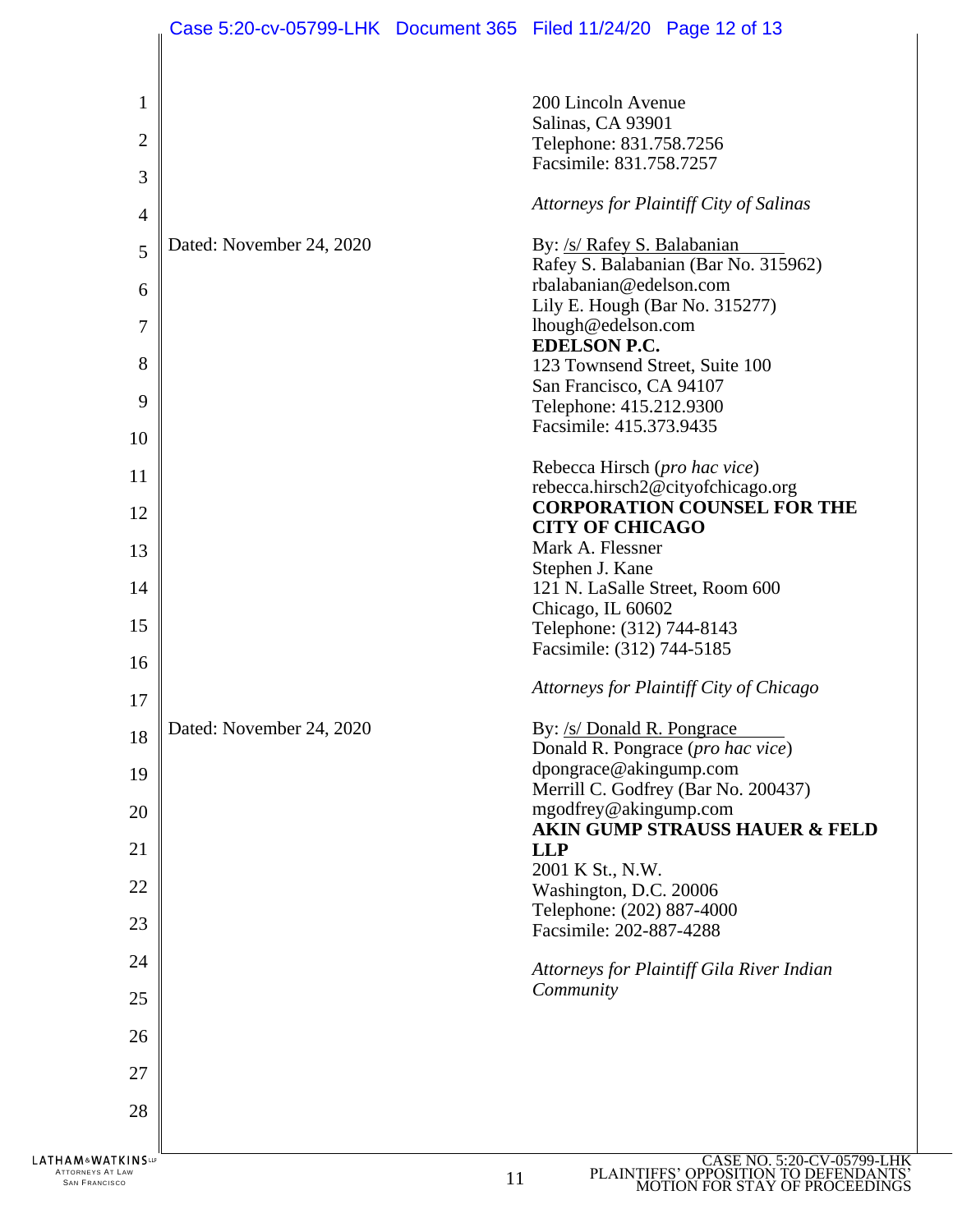200 Lincoln Avenue
Salinas, CA 93901
Telephone: 831.758.7256
Facsimile: 831.758.7257

*Attorneys for Plaintiff City of Salinas*

Dated: November 24, 2020

By: /s/ Rafey S. Balabanian
Rafey S. Balabanian (Bar No. 315962)
rbalabanian@edelson.com
Lily E. Hough (Bar No. 315277)
lhough@edelson.com
**EDELSON P.C.**
123 Townsend Street, Suite 100
San Francisco, CA 94107
Telephone: 415.212.9300
Facsimile: 415.373.9435

Rebecca Hirsch (*pro hac vice*)
rebecca.hirsch2@cityofchicago.org
**CORPORATION COUNSEL FOR THE CITY OF CHICAGO**
Mark A. Flessner
Stephen J. Kane
121 N. LaSalle Street, Room 600
Chicago, IL 60602
Telephone: (312) 744-8143
Facsimile: (312) 744-5185

*Attorneys for Plaintiff City of Chicago*

Dated: November 24, 2020

By: /s/ Donald R. Pongrace
Donald R. Pongrace (*pro hac vice*)
dpongrace@akingump.com
Merrill C. Godfrey (Bar No. 200437)
mgodfrey@akingump.com
**AKIN GUMP STRAUSS HAUER & FELD LLP**
2001 K St., N.W.
Washington, D.C. 20006
Telephone: (202) 887-4000
Facsimile: 202-887-4288

*Attorneys for Plaintiff Gila River Indian Community*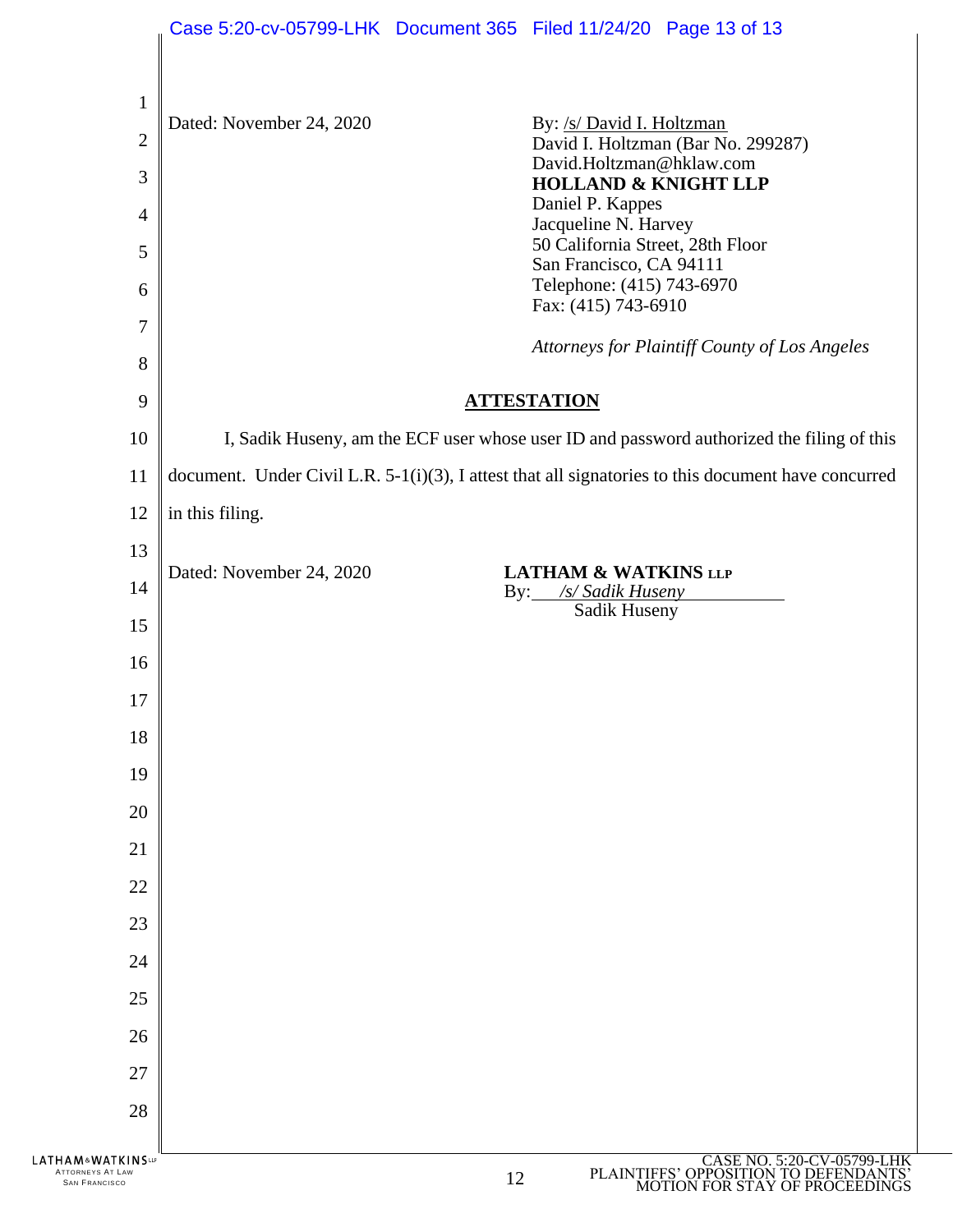Dated: November 24, 2020

By: /s/ David I. Holtzman
David I. Holtzman (Bar No. 299287)
David.Holtzman@hklaw.com
**HOLLAND & KNIGHT LLP**
Daniel P. Kappes
Jacqueline N. Harvey
50 California Street, 28th Floor
San Francisco, CA 94111
Telephone: (415) 743-6970
Fax: (415) 743-6910

*Attorneys for Plaintiff County of Los Angeles*

## ATTESTATION

I, Sadik Huseny, am the ECF user whose user ID and password authorized the filing of this document. Under Civil L.R. 5-1(i)(3), I attest that all signatories to this document have concurred in this filing.

Dated: November 24, 2020

**LATHAM & WATKINS LLP**
By: */s/ Sadik Huseny*
Sadik Huseny